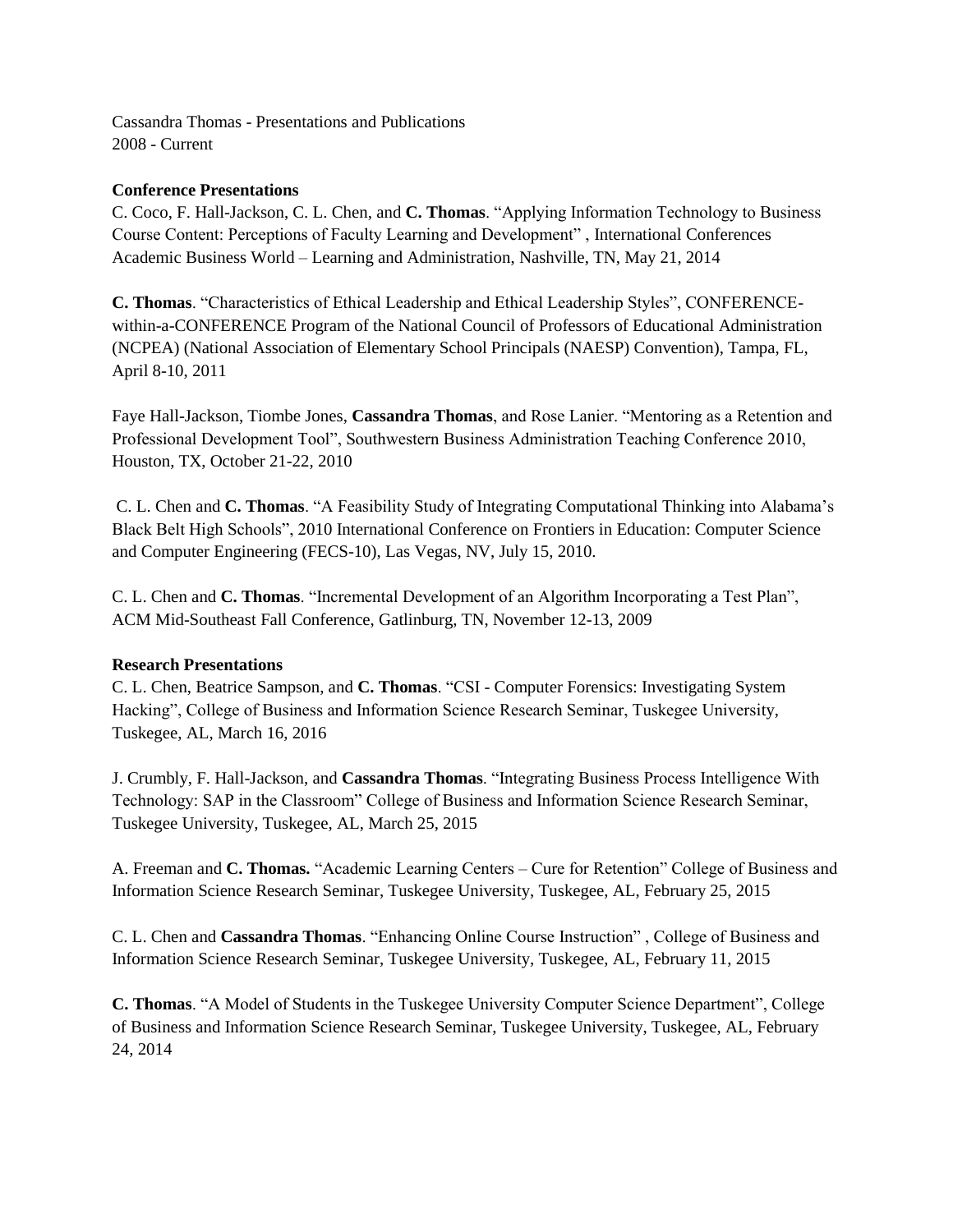Cassandra Thomas - Presentations and Publications
2008 - Current

**Conference Presentations**

C. Coco, F. Hall-Jackson, C. L. Chen, and **C. Thomas**. "Applying Information Technology to Business Course Content: Perceptions of Faculty Learning and Development" , International Conferences Academic Business World – Learning and Administration, Nashville, TN, May 21, 2014

**C. Thomas**. "Characteristics of Ethical Leadership and Ethical Leadership Styles", CONFERENCE-within-a-CONFERENCE Program of the National Council of Professors of Educational Administration (NCPEA) (National Association of Elementary School Principals (NAESP) Convention), Tampa, FL, April 8-10, 2011

Faye Hall-Jackson, Tiombe Jones, **Cassandra Thomas**, and Rose Lanier. "Mentoring as a Retention and Professional Development Tool", Southwestern Business Administration Teaching Conference 2010, Houston, TX, October 21-22, 2010

C. L. Chen and **C. Thomas**. "A Feasibility Study of Integrating Computational Thinking into Alabama's Black Belt High Schools", 2010 International Conference on Frontiers in Education: Computer Science and Computer Engineering (FECS-10), Las Vegas, NV, July 15, 2010.

C. L. Chen and **C. Thomas**. "Incremental Development of an Algorithm Incorporating a Test Plan", ACM Mid-Southeast Fall Conference, Gatlinburg, TN, November 12-13, 2009

**Research Presentations**

C. L. Chen, Beatrice Sampson, and **C. Thomas**. "CSI - Computer Forensics: Investigating System Hacking", College of Business and Information Science Research Seminar, Tuskegee University, Tuskegee, AL, March 16, 2016

J. Crumbly, F. Hall-Jackson, and **Cassandra Thomas**. "Integrating Business Process Intelligence With Technology: SAP in the Classroom" College of Business and Information Science Research Seminar, Tuskegee University, Tuskegee, AL, March 25, 2015

A. Freeman and **C. Thomas.** "Academic Learning Centers – Cure for Retention" College of Business and Information Science Research Seminar, Tuskegee University, Tuskegee, AL, February 25, 2015

C. L. Chen and **Cassandra Thomas**. "Enhancing Online Course Instruction" , College of Business and Information Science Research Seminar, Tuskegee University, Tuskegee, AL, February 11, 2015

**C. Thomas**. "A Model of Students in the Tuskegee University Computer Science Department", College of Business and Information Science Research Seminar, Tuskegee University, Tuskegee, AL, February 24, 2014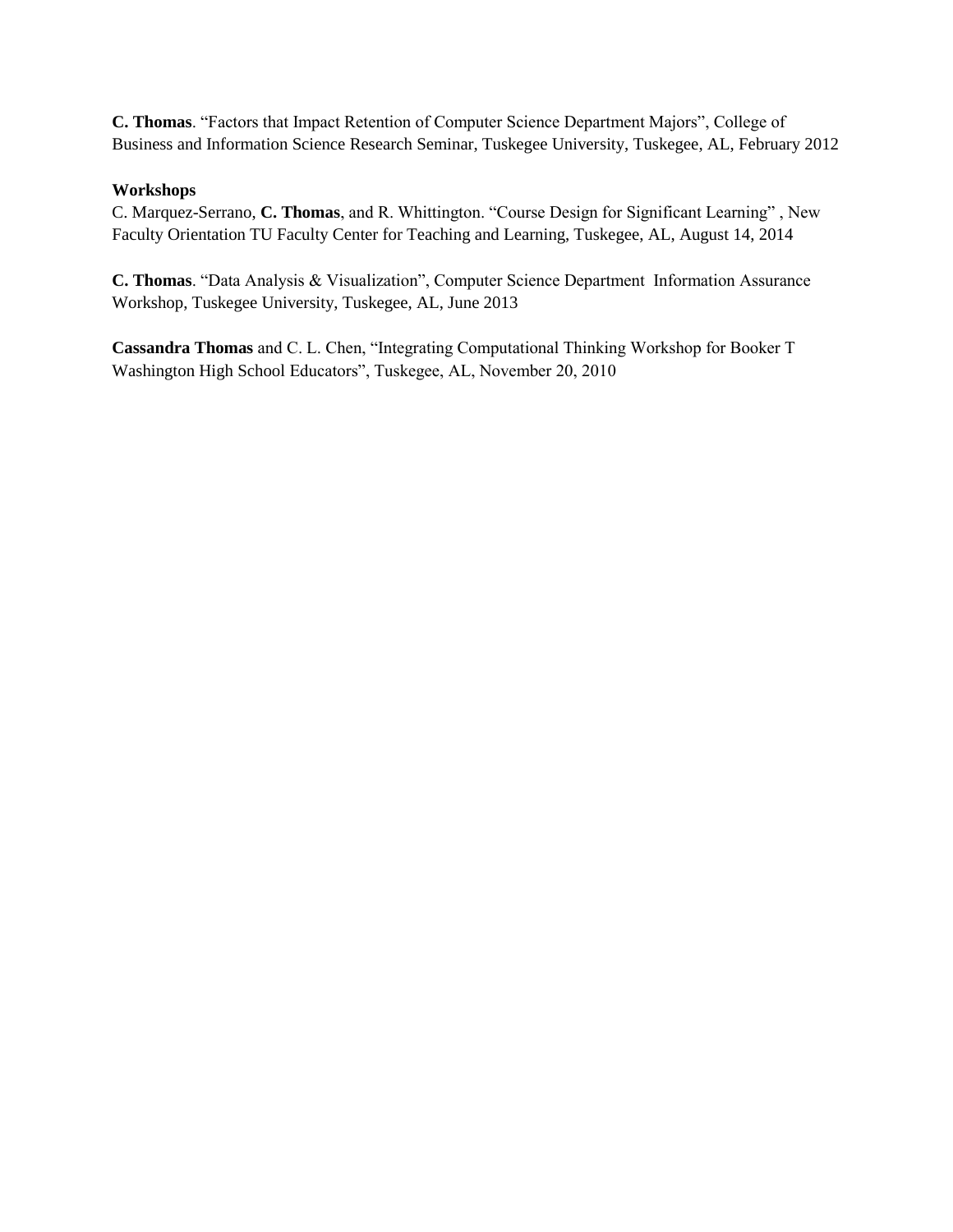**C. Thomas**. "Factors that Impact Retention of Computer Science Department Majors", College of Business and Information Science Research Seminar, Tuskegee University, Tuskegee, AL, February 2012

**Workshops**

C. Marquez-Serrano, **C. Thomas**, and R. Whittington. "Course Design for Significant Learning" , New Faculty Orientation TU Faculty Center for Teaching and Learning, Tuskegee, AL, August 14, 2014

**C. Thomas**. "Data Analysis & Visualization", Computer Science Department Information Assurance Workshop, Tuskegee University, Tuskegee, AL, June 2013

**Cassandra Thomas** and C. L. Chen, "Integrating Computational Thinking Workshop for Booker T Washington High School Educators", Tuskegee, AL, November 20, 2010